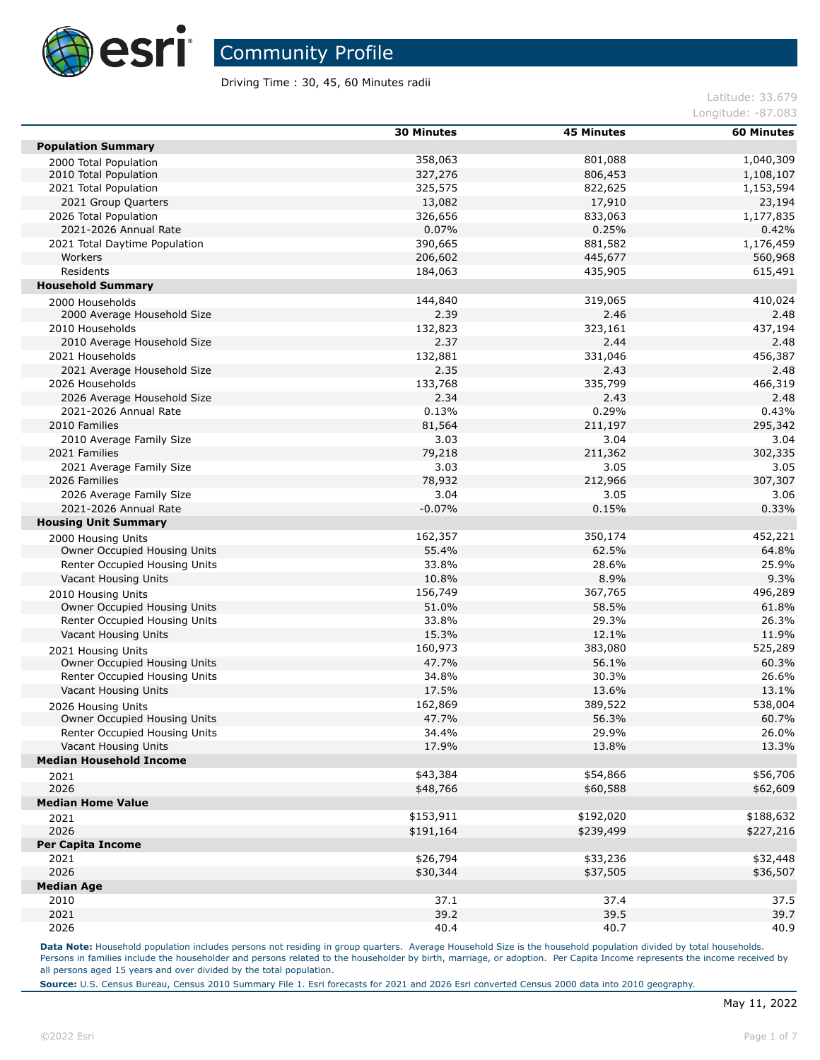# Community Profile

Driving Time : 30, 45, 60 Minutes radii

Latitude: 33.679
Longitude: -87.083

| | 30 Minutes | 45 Minutes | 60 Minutes |
|---|---|---|---|
| **Population Summary** | | | |
| 2000 Total Population | 358,063 | 801,088 | 1,040,309 |
| 2010 Total Population | 327,276 | 806,453 | 1,108,107 |
| 2021 Total Population | 325,575 | 822,625 | 1,153,594 |
| 2021 Group Quarters | 13,082 | 17,910 | 23,194 |
| 2026 Total Population | 326,656 | 833,063 | 1,177,835 |
| 2021-2026 Annual Rate | 0.07% | 0.25% | 0.42% |
| 2021 Total Daytime Population | 390,665 | 881,582 | 1,176,459 |
| Workers | 206,602 | 445,677 | 560,968 |
| Residents | 184,063 | 435,905 | 615,491 |
| **Household Summary** | | | |
| 2000 Households | 144,840 | 319,065 | 410,024 |
| 2000 Average Household Size | 2.39 | 2.46 | 2.48 |
| 2010 Households | 132,823 | 323,161 | 437,194 |
| 2010 Average Household Size | 2.37 | 2.44 | 2.48 |
| 2021 Households | 132,881 | 331,046 | 456,387 |
| 2021 Average Household Size | 2.35 | 2.43 | 2.48 |
| 2026 Households | 133,768 | 335,799 | 466,319 |
| 2026 Average Household Size | 2.34 | 2.43 | 2.48 |
| 2021-2026 Annual Rate | 0.13% | 0.29% | 0.43% |
| 2010 Families | 81,564 | 211,197 | 295,342 |
| 2010 Average Family Size | 3.03 | 3.04 | 3.04 |
| 2021 Families | 79,218 | 211,362 | 302,335 |
| 2021 Average Family Size | 3.03 | 3.05 | 3.05 |
| 2026 Families | 78,932 | 212,966 | 307,307 |
| 2026 Average Family Size | 3.04 | 3.05 | 3.06 |
| 2021-2026 Annual Rate | -0.07% | 0.15% | 0.33% |
| **Housing Unit Summary** | | | |
| 2000 Housing Units | 162,357 | 350,174 | 452,221 |
| Owner Occupied Housing Units | 55.4% | 62.5% | 64.8% |
| Renter Occupied Housing Units | 33.8% | 28.6% | 25.9% |
| Vacant Housing Units | 10.8% | 8.9% | 9.3% |
| 2010 Housing Units | 156,749 | 367,765 | 496,289 |
| Owner Occupied Housing Units | 51.0% | 58.5% | 61.8% |
| Renter Occupied Housing Units | 33.8% | 29.3% | 26.3% |
| Vacant Housing Units | 15.3% | 12.1% | 11.9% |
| 2021 Housing Units | 160,973 | 383,080 | 525,289 |
| Owner Occupied Housing Units | 47.7% | 56.1% | 60.3% |
| Renter Occupied Housing Units | 34.8% | 30.3% | 26.6% |
| Vacant Housing Units | 17.5% | 13.6% | 13.1% |
| 2026 Housing Units | 162,869 | 389,522 | 538,004 |
| Owner Occupied Housing Units | 47.7% | 56.3% | 60.7% |
| Renter Occupied Housing Units | 34.4% | 29.9% | 26.0% |
| Vacant Housing Units | 17.9% | 13.8% | 13.3% |
| **Median Household Income** | | | |
| 2021 | $43,384 | $54,866 | $56,706 |
| 2026 | $48,766 | $60,588 | $62,609 |
| **Median Home Value** | | | |
| 2021 | $153,911 | $192,020 | $188,632 |
| 2026 | $191,164 | $239,499 | $227,216 |
| **Per Capita Income** | | | |
| 2021 | $26,794 | $33,236 | $32,448 |
| 2026 | $30,344 | $37,505 | $36,507 |
| **Median Age** | | | |
| 2010 | 37.1 | 37.4 | 37.5 |
| 2021 | 39.2 | 39.5 | 39.7 |
| 2026 | 40.4 | 40.7 | 40.9 |

**Data Note:** Household population includes persons not residing in group quarters. Average Household Size is the household population divided by total households. Persons in families include the householder and persons related to the householder by birth, marriage, or adoption. Per Capita Income represents the income received by all persons aged 15 years and over divided by the total population.

**Source:** U.S. Census Bureau, Census 2010 Summary File 1. Esri forecasts for 2021 and 2026 Esri converted Census 2000 data into 2010 geography.

May 11, 2022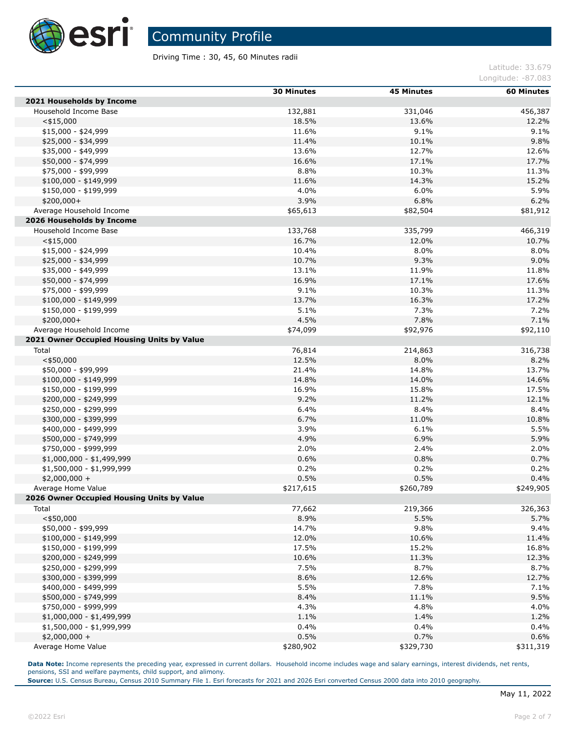# Community Profile

Driving Time : 30, 45, 60 Minutes radii

Latitude: 33.679
Longitude: -87.083

| | 30 Minutes | 45 Minutes | 60 Minutes |
|---|---|---|---|
| **2021 Households by Income** | | | |
| Household Income Base | 132,881 | 331,046 | 456,387 |
| <$15,000 | 18.5% | 13.6% | 12.2% |
| $15,000 - $24,999 | 11.6% | 9.1% | 9.1% |
| $25,000 - $34,999 | 11.4% | 10.1% | 9.8% |
| $35,000 - $49,999 | 13.6% | 12.7% | 12.6% |
| $50,000 - $74,999 | 16.6% | 17.1% | 17.7% |
| $75,000 - $99,999 | 8.8% | 10.3% | 11.3% |
| $100,000 - $149,999 | 11.6% | 14.3% | 15.2% |
| $150,000 - $199,999 | 4.0% | 6.0% | 5.9% |
| $200,000+ | 3.9% | 6.8% | 6.2% |
| Average Household Income | $65,613 | $82,504 | $81,912 |
| **2026 Households by Income** | | | |
| Household Income Base | 133,768 | 335,799 | 466,319 |
| <$15,000 | 16.7% | 12.0% | 10.7% |
| $15,000 - $24,999 | 10.4% | 8.0% | 8.0% |
| $25,000 - $34,999 | 10.7% | 9.3% | 9.0% |
| $35,000 - $49,999 | 13.1% | 11.9% | 11.8% |
| $50,000 - $74,999 | 16.9% | 17.1% | 17.6% |
| $75,000 - $99,999 | 9.1% | 10.3% | 11.3% |
| $100,000 - $149,999 | 13.7% | 16.3% | 17.2% |
| $150,000 - $199,999 | 5.1% | 7.3% | 7.2% |
| $200,000+ | 4.5% | 7.8% | 7.1% |
| Average Household Income | $74,099 | $92,976 | $92,110 |
| **2021 Owner Occupied Housing Units by Value** | | | |
| Total | 76,814 | 214,863 | 316,738 |
| <$50,000 | 12.5% | 8.0% | 8.2% |
| $50,000 - $99,999 | 21.4% | 14.8% | 13.7% |
| $100,000 - $149,999 | 14.8% | 14.0% | 14.6% |
| $150,000 - $199,999 | 16.9% | 15.8% | 17.5% |
| $200,000 - $249,999 | 9.2% | 11.2% | 12.1% |
| $250,000 - $299,999 | 6.4% | 8.4% | 8.4% |
| $300,000 - $399,999 | 6.7% | 11.0% | 10.8% |
| $400,000 - $499,999 | 3.9% | 6.1% | 5.5% |
| $500,000 - $749,999 | 4.9% | 6.9% | 5.9% |
| $750,000 - $999,999 | 2.0% | 2.4% | 2.0% |
| $1,000,000 - $1,499,999 | 0.6% | 0.8% | 0.7% |
| $1,500,000 - $1,999,999 | 0.2% | 0.2% | 0.2% |
| $2,000,000 + | 0.5% | 0.5% | 0.4% |
| Average Home Value | $217,615 | $260,789 | $249,905 |
| **2026 Owner Occupied Housing Units by Value** | | | |
| Total | 77,662 | 219,366 | 326,363 |
| <$50,000 | 8.9% | 5.5% | 5.7% |
| $50,000 - $99,999 | 14.7% | 9.8% | 9.4% |
| $100,000 - $149,999 | 12.0% | 10.6% | 11.4% |
| $150,000 - $199,999 | 17.5% | 15.2% | 16.8% |
| $200,000 - $249,999 | 10.6% | 11.3% | 12.3% |
| $250,000 - $299,999 | 7.5% | 8.7% | 8.7% |
| $300,000 - $399,999 | 8.6% | 12.6% | 12.7% |
| $400,000 - $499,999 | 5.5% | 7.8% | 7.1% |
| $500,000 - $749,999 | 8.4% | 11.1% | 9.5% |
| $750,000 - $999,999 | 4.3% | 4.8% | 4.0% |
| $1,000,000 - $1,499,999 | 1.1% | 1.4% | 1.2% |
| $1,500,000 - $1,999,999 | 0.4% | 0.4% | 0.4% |
| $2,000,000 + | 0.5% | 0.7% | 0.6% |
| Average Home Value | $280,902 | $329,730 | $311,319 |

**Data Note:** Income represents the preceding year, expressed in current dollars. Household income includes wage and salary earnings, interest dividends, net rents, pensions, SSI and welfare payments, child support, and alimony.
**Source:** U.S. Census Bureau, Census 2010 Summary File 1. Esri forecasts for 2021 and 2026 Esri converted Census 2000 data into 2010 geography.

May 11, 2022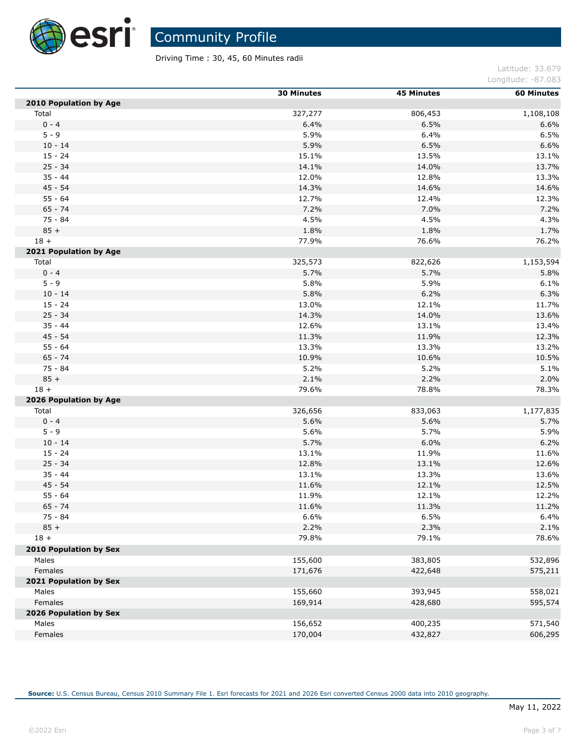# Community Profile

Driving Time : 30, 45, 60 Minutes radii

Latitude: 33.679
Longitude: -87.083

| | 30 Minutes | 45 Minutes | 60 Minutes |
|---|---|---|---|
| **2010 Population by Age** | | | |
| Total | 327,277 | 806,453 | 1,108,108 |
| 0 - 4 | 6.4% | 6.5% | 6.6% |
| 5 - 9 | 5.9% | 6.4% | 6.5% |
| 10 - 14 | 5.9% | 6.5% | 6.6% |
| 15 - 24 | 15.1% | 13.5% | 13.1% |
| 25 - 34 | 14.1% | 14.0% | 13.7% |
| 35 - 44 | 12.0% | 12.8% | 13.3% |
| 45 - 54 | 14.3% | 14.6% | 14.6% |
| 55 - 64 | 12.7% | 12.4% | 12.3% |
| 65 - 74 | 7.2% | 7.0% | 7.2% |
| 75 - 84 | 4.5% | 4.5% | 4.3% |
| 85 + | 1.8% | 1.8% | 1.7% |
| 18 + | 77.9% | 76.6% | 76.2% |
| **2021 Population by Age** | | | |
| Total | 325,573 | 822,626 | 1,153,594 |
| 0 - 4 | 5.7% | 5.7% | 5.8% |
| 5 - 9 | 5.8% | 5.9% | 6.1% |
| 10 - 14 | 5.8% | 6.2% | 6.3% |
| 15 - 24 | 13.0% | 12.1% | 11.7% |
| 25 - 34 | 14.3% | 14.0% | 13.6% |
| 35 - 44 | 12.6% | 13.1% | 13.4% |
| 45 - 54 | 11.3% | 11.9% | 12.3% |
| 55 - 64 | 13.3% | 13.3% | 13.2% |
| 65 - 74 | 10.9% | 10.6% | 10.5% |
| 75 - 84 | 5.2% | 5.2% | 5.1% |
| 85 + | 2.1% | 2.2% | 2.0% |
| 18 + | 79.6% | 78.8% | 78.3% |
| **2026 Population by Age** | | | |
| Total | 326,656 | 833,063 | 1,177,835 |
| 0 - 4 | 5.6% | 5.6% | 5.7% |
| 5 - 9 | 5.6% | 5.7% | 5.9% |
| 10 - 14 | 5.7% | 6.0% | 6.2% |
| 15 - 24 | 13.1% | 11.9% | 11.6% |
| 25 - 34 | 12.8% | 13.1% | 12.6% |
| 35 - 44 | 13.1% | 13.3% | 13.6% |
| 45 - 54 | 11.6% | 12.1% | 12.5% |
| 55 - 64 | 11.9% | 12.1% | 12.2% |
| 65 - 74 | 11.6% | 11.3% | 11.2% |
| 75 - 84 | 6.6% | 6.5% | 6.4% |
| 85 + | 2.2% | 2.3% | 2.1% |
| 18 + | 79.8% | 79.1% | 78.6% |
| **2010 Population by Sex** | | | |
| Males | 155,600 | 383,805 | 532,896 |
| Females | 171,676 | 422,648 | 575,211 |
| **2021 Population by Sex** | | | |
| Males | 155,660 | 393,945 | 558,021 |
| Females | 169,914 | 428,680 | 595,574 |
| **2026 Population by Sex** | | | |
| Males | 156,652 | 400,235 | 571,540 |
| Females | 170,004 | 432,827 | 606,295 |

**Source:** U.S. Census Bureau, Census 2010 Summary File 1. Esri forecasts for 2021 and 2026 Esri converted Census 2000 data into 2010 geography.

May 11, 2022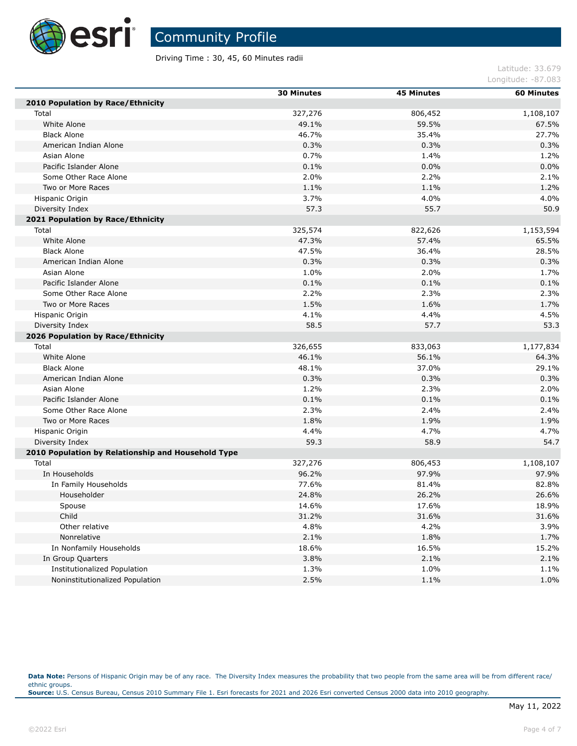# Community Profile

Driving Time : 30, 45, 60 Minutes radii

Latitude: 33.679
Longitude: -87.083

| | 30 Minutes | 45 Minutes | 60 Minutes |
|---|---|---|---|
| **2010 Population by Race/Ethnicity** | | | |
| Total | 327,276 | 806,452 | 1,108,107 |
| White Alone | 49.1% | 59.5% | 67.5% |
| Black Alone | 46.7% | 35.4% | 27.7% |
| American Indian Alone | 0.3% | 0.3% | 0.3% |
| Asian Alone | 0.7% | 1.4% | 1.2% |
| Pacific Islander Alone | 0.1% | 0.0% | 0.0% |
| Some Other Race Alone | 2.0% | 2.2% | 2.1% |
| Two or More Races | 1.1% | 1.1% | 1.2% |
| Hispanic Origin | 3.7% | 4.0% | 4.0% |
| Diversity Index | 57.3 | 55.7 | 50.9 |
| **2021 Population by Race/Ethnicity** | | | |
| Total | 325,574 | 822,626 | 1,153,594 |
| White Alone | 47.3% | 57.4% | 65.5% |
| Black Alone | 47.5% | 36.4% | 28.5% |
| American Indian Alone | 0.3% | 0.3% | 0.3% |
| Asian Alone | 1.0% | 2.0% | 1.7% |
| Pacific Islander Alone | 0.1% | 0.1% | 0.1% |
| Some Other Race Alone | 2.2% | 2.3% | 2.3% |
| Two or More Races | 1.5% | 1.6% | 1.7% |
| Hispanic Origin | 4.1% | 4.4% | 4.5% |
| Diversity Index | 58.5 | 57.7 | 53.3 |
| **2026 Population by Race/Ethnicity** | | | |
| Total | 326,655 | 833,063 | 1,177,834 |
| White Alone | 46.1% | 56.1% | 64.3% |
| Black Alone | 48.1% | 37.0% | 29.1% |
| American Indian Alone | 0.3% | 0.3% | 0.3% |
| Asian Alone | 1.2% | 2.3% | 2.0% |
| Pacific Islander Alone | 0.1% | 0.1% | 0.1% |
| Some Other Race Alone | 2.3% | 2.4% | 2.4% |
| Two or More Races | 1.8% | 1.9% | 1.9% |
| Hispanic Origin | 4.4% | 4.7% | 4.7% |
| Diversity Index | 59.3 | 58.9 | 54.7 |
| **2010 Population by Relationship and Household Type** | | | |
| Total | 327,276 | 806,453 | 1,108,107 |
| In Households | 96.2% | 97.9% | 97.9% |
| In Family Households | 77.6% | 81.4% | 82.8% |
| Householder | 24.8% | 26.2% | 26.6% |
| Spouse | 14.6% | 17.6% | 18.9% |
| Child | 31.2% | 31.6% | 31.6% |
| Other relative | 4.8% | 4.2% | 3.9% |
| Nonrelative | 2.1% | 1.8% | 1.7% |
| In Nonfamily Households | 18.6% | 16.5% | 15.2% |
| In Group Quarters | 3.8% | 2.1% | 2.1% |
| Institutionalized Population | 1.3% | 1.0% | 1.1% |
| Noninstitutionalized Population | 2.5% | 1.1% | 1.0% |

**Data Note:** Persons of Hispanic Origin may be of any race. The Diversity Index measures the probability that two people from the same area will be from different race/ ethnic groups.
**Source:** U.S. Census Bureau, Census 2010 Summary File 1. Esri forecasts for 2021 and 2026 Esri converted Census 2000 data into 2010 geography.

May 11, 2022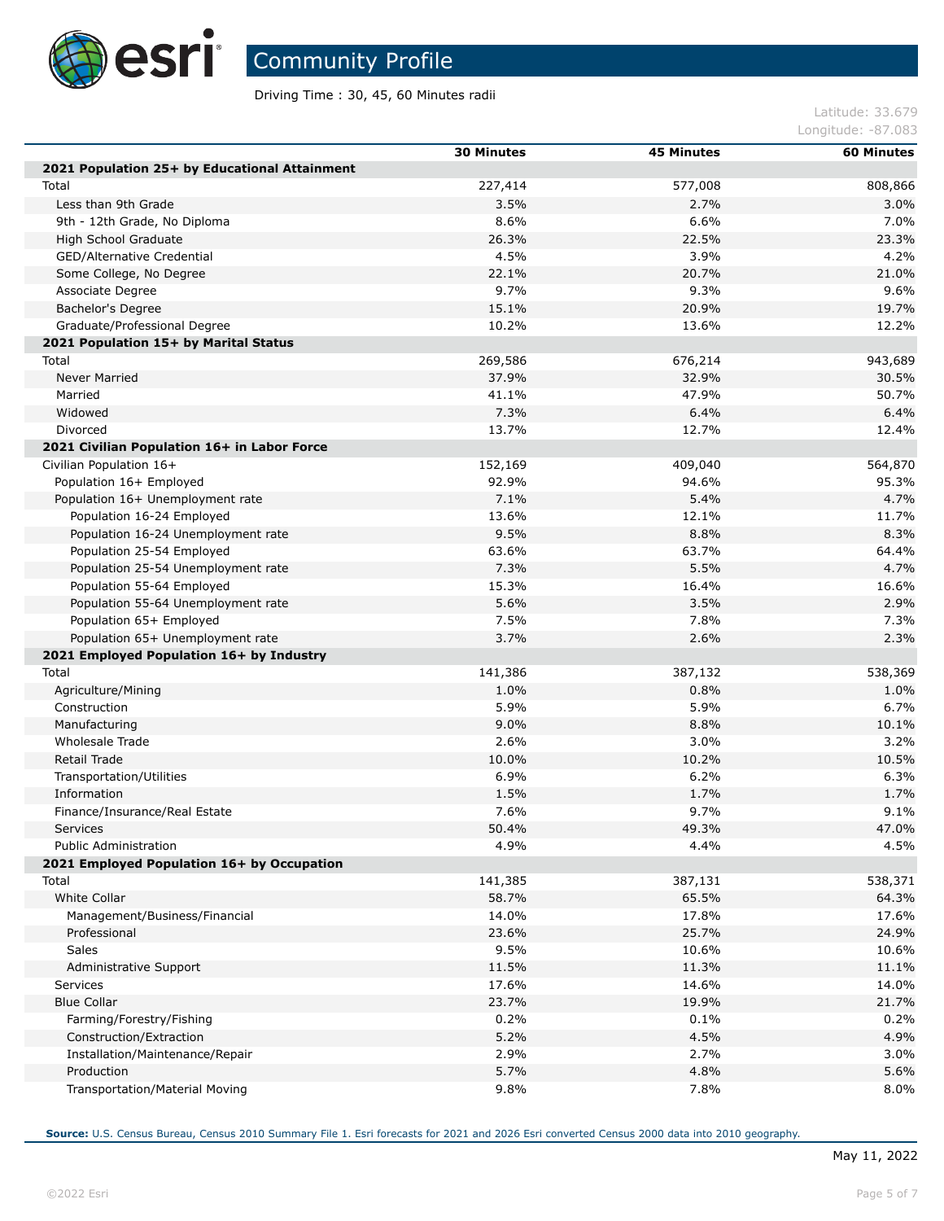# Community Profile

Driving Time : 30, 45, 60 Minutes radii

Latitude: 33.679
Longitude: -87.083

| | 30 Minutes | 45 Minutes | 60 Minutes |
|---|---|---|---|
| **2021 Population 25+ by Educational Attainment** | | | |
| Total | 227,414 | 577,008 | 808,866 |
| Less than 9th Grade | 3.5% | 2.7% | 3.0% |
| 9th - 12th Grade, No Diploma | 8.6% | 6.6% | 7.0% |
| High School Graduate | 26.3% | 22.5% | 23.3% |
| GED/Alternative Credential | 4.5% | 3.9% | 4.2% |
| Some College, No Degree | 22.1% | 20.7% | 21.0% |
| Associate Degree | 9.7% | 9.3% | 9.6% |
| Bachelor's Degree | 15.1% | 20.9% | 19.7% |
| Graduate/Professional Degree | 10.2% | 13.6% | 12.2% |
| **2021 Population 15+ by Marital Status** | | | |
| Total | 269,586 | 676,214 | 943,689 |
| Never Married | 37.9% | 32.9% | 30.5% |
| Married | 41.1% | 47.9% | 50.7% |
| Widowed | 7.3% | 6.4% | 6.4% |
| Divorced | 13.7% | 12.7% | 12.4% |
| **2021 Civilian Population 16+ in Labor Force** | | | |
| Civilian Population 16+ | 152,169 | 409,040 | 564,870 |
| Population 16+ Employed | 92.9% | 94.6% | 95.3% |
| Population 16+ Unemployment rate | 7.1% | 5.4% | 4.7% |
| Population 16-24 Employed | 13.6% | 12.1% | 11.7% |
| Population 16-24 Unemployment rate | 9.5% | 8.8% | 8.3% |
| Population 25-54 Employed | 63.6% | 63.7% | 64.4% |
| Population 25-54 Unemployment rate | 7.3% | 5.5% | 4.7% |
| Population 55-64 Employed | 15.3% | 16.4% | 16.6% |
| Population 55-64 Unemployment rate | 5.6% | 3.5% | 2.9% |
| Population 65+ Employed | 7.5% | 7.8% | 7.3% |
| Population 65+ Unemployment rate | 3.7% | 2.6% | 2.3% |
| **2021 Employed Population 16+ by Industry** | | | |
| Total | 141,386 | 387,132 | 538,369 |
| Agriculture/Mining | 1.0% | 0.8% | 1.0% |
| Construction | 5.9% | 5.9% | 6.7% |
| Manufacturing | 9.0% | 8.8% | 10.1% |
| Wholesale Trade | 2.6% | 3.0% | 3.2% |
| Retail Trade | 10.0% | 10.2% | 10.5% |
| Transportation/Utilities | 6.9% | 6.2% | 6.3% |
| Information | 1.5% | 1.7% | 1.7% |
| Finance/Insurance/Real Estate | 7.6% | 9.7% | 9.1% |
| Services | 50.4% | 49.3% | 47.0% |
| Public Administration | 4.9% | 4.4% | 4.5% |
| **2021 Employed Population 16+ by Occupation** | | | |
| Total | 141,385 | 387,131 | 538,371 |
| White Collar | 58.7% | 65.5% | 64.3% |
| Management/Business/Financial | 14.0% | 17.8% | 17.6% |
| Professional | 23.6% | 25.7% | 24.9% |
| Sales | 9.5% | 10.6% | 10.6% |
| Administrative Support | 11.5% | 11.3% | 11.1% |
| Services | 17.6% | 14.6% | 14.0% |
| Blue Collar | 23.7% | 19.9% | 21.7% |
| Farming/Forestry/Fishing | 0.2% | 0.1% | 0.2% |
| Construction/Extraction | 5.2% | 4.5% | 4.9% |
| Installation/Maintenance/Repair | 2.9% | 2.7% | 3.0% |
| Production | 5.7% | 4.8% | 5.6% |
| Transportation/Material Moving | 9.8% | 7.8% | 8.0% |

**Source:** U.S. Census Bureau, Census 2010 Summary File 1. Esri forecasts for 2021 and 2026 Esri converted Census 2000 data into 2010 geography.

May 11, 2022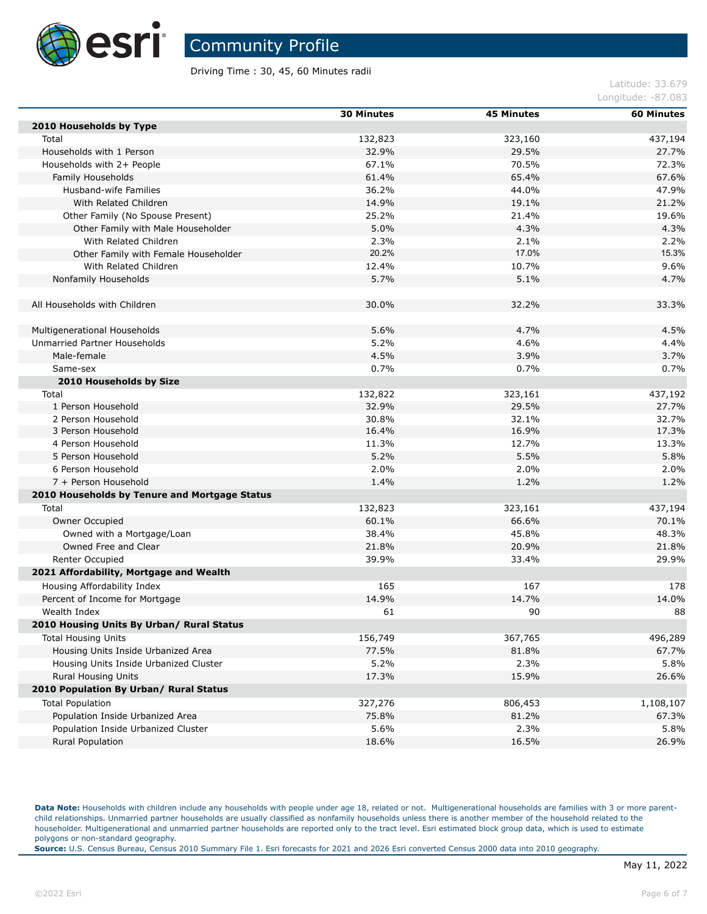# Community Profile

Driving Time : 30, 45, 60 Minutes radii

Latitude: 33.679
Longitude: -87.083

| | 30 Minutes | 45 Minutes | 60 Minutes |
|---|---|---|---|
| **2010 Households by Type** | | | |
| Total | 132,823 | 323,160 | 437,194 |
| Households with 1 Person | 32.9% | 29.5% | 27.7% |
| Households with 2+ People | 67.1% | 70.5% | 72.3% |
| Family Households | 61.4% | 65.4% | 67.6% |
| Husband-wife Families | 36.2% | 44.0% | 47.9% |
| With Related Children | 14.9% | 19.1% | 21.2% |
| Other Family (No Spouse Present) | 25.2% | 21.4% | 19.6% |
| Other Family with Male Householder | 5.0% | 4.3% | 4.3% |
| With Related Children | 2.3% | 2.1% | 2.2% |
| Other Family with Female Householder | 20.2% | 17.0% | 15.3% |
| With Related Children | 12.4% | 10.7% | 9.6% |
| Nonfamily Households | 5.7% | 5.1% | 4.7% |
| | | | |
| All Households with Children | 30.0% | 32.2% | 33.3% |
| | | | |
| Multigenerational Households | 5.6% | 4.7% | 4.5% |
| Unmarried Partner Households | 5.2% | 4.6% | 4.4% |
| Male-female | 4.5% | 3.9% | 3.7% |
| Same-sex | 0.7% | 0.7% | 0.7% |
| **2010 Households by Size** | | | |
| Total | 132,822 | 323,161 | 437,192 |
| 1 Person Household | 32.9% | 29.5% | 27.7% |
| 2 Person Household | 30.8% | 32.1% | 32.7% |
| 3 Person Household | 16.4% | 16.9% | 17.3% |
| 4 Person Household | 11.3% | 12.7% | 13.3% |
| 5 Person Household | 5.2% | 5.5% | 5.8% |
| 6 Person Household | 2.0% | 2.0% | 2.0% |
| 7 + Person Household | 1.4% | 1.2% | 1.2% |
| **2010 Households by Tenure and Mortgage Status** | | | |
| Total | 132,823 | 323,161 | 437,194 |
| Owner Occupied | 60.1% | 66.6% | 70.1% |
| Owned with a Mortgage/Loan | 38.4% | 45.8% | 48.3% |
| Owned Free and Clear | 21.8% | 20.9% | 21.8% |
| Renter Occupied | 39.9% | 33.4% | 29.9% |
| **2021 Affordability, Mortgage and Wealth** | | | |
| Housing Affordability Index | 165 | 167 | 178 |
| Percent of Income for Mortgage | 14.9% | 14.7% | 14.0% |
| Wealth Index | 61 | 90 | 88 |
| **2010 Housing Units By Urban/ Rural Status** | | | |
| Total Housing Units | 156,749 | 367,765 | 496,289 |
| Housing Units Inside Urbanized Area | 77.5% | 81.8% | 67.7% |
| Housing Units Inside Urbanized Cluster | 5.2% | 2.3% | 5.8% |
| Rural Housing Units | 17.3% | 15.9% | 26.6% |
| **2010 Population By Urban/ Rural Status** | | | |
| Total Population | 327,276 | 806,453 | 1,108,107 |
| Population Inside Urbanized Area | 75.8% | 81.2% | 67.3% |
| Population Inside Urbanized Cluster | 5.6% | 2.3% | 5.8% |
| Rural Population | 18.6% | 16.5% | 26.9% |

**Data Note:** Households with children include any households with people under age 18, related or not. Multigenerational households are families with 3 or more parent-child relationships. Unmarried partner households are usually classified as nonfamily households unless there is another member of the household related to the householder. Multigenerational and unmarried partner households are reported only to the tract level. Esri estimated block group data, which is used to estimate polygons or non-standard geography.
**Source:** U.S. Census Bureau, Census 2010 Summary File 1. Esri forecasts for 2021 and 2026 Esri converted Census 2000 data into 2010 geography.

May 11, 2022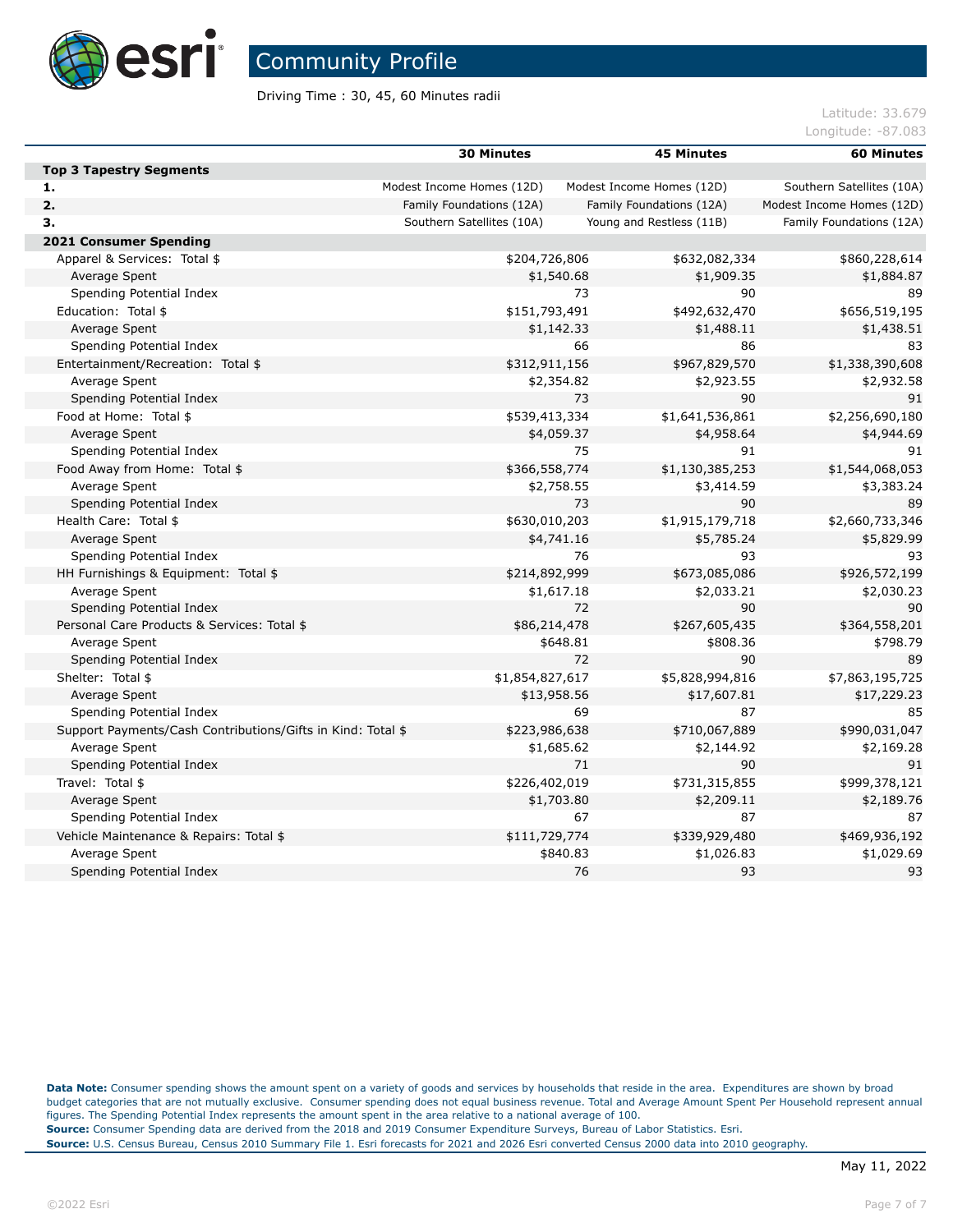# Community Profile

Driving Time : 30, 45, 60 Minutes radii

Latitude: 33.679
Longitude: -87.083

| | 30 Minutes | 45 Minutes | 60 Minutes |
|---|---|---|---|
| **Top 3 Tapestry Segments** | | | |
| **1.** | Modest Income Homes (12D) | Modest Income Homes (12D) | Southern Satellites (10A) |
| **2.** | Family Foundations (12A) | Family Foundations (12A) | Modest Income Homes (12D) |
| **3.** | Southern Satellites (10A) | Young and Restless (11B) | Family Foundations (12A) |
| **2021 Consumer Spending** | | | |
| Apparel & Services: Total $ | $204,726,806 | $632,082,334 | $860,228,614 |
| Average Spent | $1,540.68 | $1,909.35 | $1,884.87 |
| Spending Potential Index | 73 | 90 | 89 |
| Education: Total $ | $151,793,491 | $492,632,470 | $656,519,195 |
| Average Spent | $1,142.33 | $1,488.11 | $1,438.51 |
| Spending Potential Index | 66 | 86 | 83 |
| Entertainment/Recreation: Total $ | $312,911,156 | $967,829,570 | $1,338,390,608 |
| Average Spent | $2,354.82 | $2,923.55 | $2,932.58 |
| Spending Potential Index | 73 | 90 | 91 |
| Food at Home: Total $ | $539,413,334 | $1,641,536,861 | $2,256,690,180 |
| Average Spent | $4,059.37 | $4,958.64 | $4,944.69 |
| Spending Potential Index | 75 | 91 | 91 |
| Food Away from Home: Total $ | $366,558,774 | $1,130,385,253 | $1,544,068,053 |
| Average Spent | $2,758.55 | $3,414.59 | $3,383.24 |
| Spending Potential Index | 73 | 90 | 89 |
| Health Care: Total $ | $630,010,203 | $1,915,179,718 | $2,660,733,346 |
| Average Spent | $4,741.16 | $5,785.24 | $5,829.99 |
| Spending Potential Index | 76 | 93 | 93 |
| HH Furnishings & Equipment: Total $ | $214,892,999 | $673,085,086 | $926,572,199 |
| Average Spent | $1,617.18 | $2,033.21 | $2,030.23 |
| Spending Potential Index | 72 | 90 | 90 |
| Personal Care Products & Services: Total $ | $86,214,478 | $267,605,435 | $364,558,201 |
| Average Spent | $648.81 | $808.36 | $798.79 |
| Spending Potential Index | 72 | 90 | 89 |
| Shelter: Total $ | $1,854,827,617 | $5,828,994,816 | $7,863,195,725 |
| Average Spent | $13,958.56 | $17,607.81 | $17,229.23 |
| Spending Potential Index | 69 | 87 | 85 |
| Support Payments/Cash Contributions/Gifts in Kind: Total $ | $223,986,638 | $710,067,889 | $990,031,047 |
| Average Spent | $1,685.62 | $2,144.92 | $2,169.28 |
| Spending Potential Index | 71 | 90 | 91 |
| Travel: Total $ | $226,402,019 | $731,315,855 | $999,378,121 |
| Average Spent | $1,703.80 | $2,209.11 | $2,189.76 |
| Spending Potential Index | 67 | 87 | 87 |
| Vehicle Maintenance & Repairs: Total $ | $111,729,774 | $339,929,480 | $469,936,192 |
| Average Spent | $840.83 | $1,026.83 | $1,029.69 |
| Spending Potential Index | 76 | 93 | 93 |

**Data Note:** Consumer spending shows the amount spent on a variety of goods and services by households that reside in the area. Expenditures are shown by broad budget categories that are not mutually exclusive. Consumer spending does not equal business revenue. Total and Average Amount Spent Per Household represent annual figures. The Spending Potential Index represents the amount spent in the area relative to a national average of 100.
**Source:** Consumer Spending data are derived from the 2018 and 2019 Consumer Expenditure Surveys, Bureau of Labor Statistics. Esri.
**Source:** U.S. Census Bureau, Census 2010 Summary File 1. Esri forecasts for 2021 and 2026 Esri converted Census 2000 data into 2010 geography.

May 11, 2022

©2022 Esri